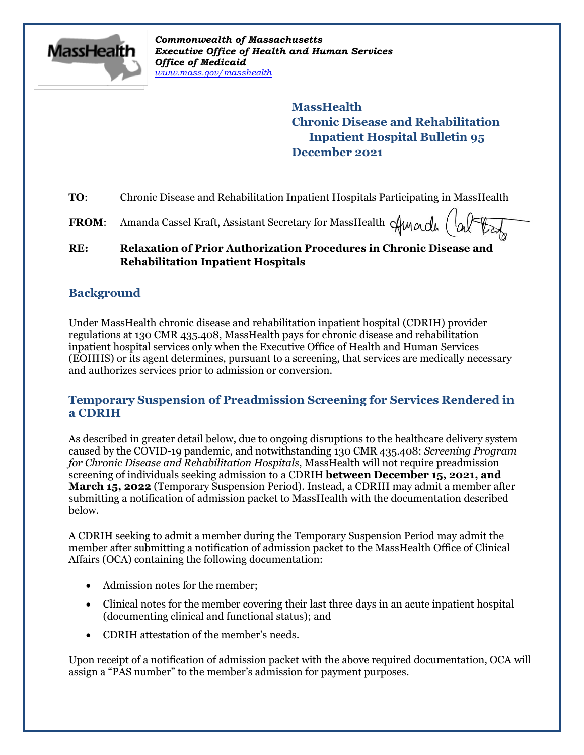*Commonwealth of Massachusetts*
*Executive Office of Health and Human Services*
*Office of Medicaid*
*www.mass.gov/masshealth*

# MassHealth
# Chronic Disease and Rehabilitation Inpatient Hospital Bulletin 95
# December 2021

**TO**: Chronic Disease and Rehabilitation Inpatient Hospitals Participating in MassHealth

**FROM**: Amanda Cassel Kraft, Assistant Secretary for MassHealth

**RE: Relaxation of Prior Authorization Procedures in Chronic Disease and Rehabilitation Inpatient Hospitals**

## Background

Under MassHealth chronic disease and rehabilitation inpatient hospital (CDRIH) provider regulations at 130 CMR 435.408, MassHealth pays for chronic disease and rehabilitation inpatient hospital services only when the Executive Office of Health and Human Services (EOHHS) or its agent determines, pursuant to a screening, that services are medically necessary and authorizes services prior to admission or conversion.

## Temporary Suspension of Preadmission Screening for Services Rendered in a CDRIH

As described in greater detail below, due to ongoing disruptions to the healthcare delivery system caused by the COVID-19 pandemic, and notwithstanding 130 CMR 435.408: *Screening Program for Chronic Disease and Rehabilitation Hospitals*, MassHealth will not require preadmission screening of individuals seeking admission to a CDRIH **between December 15, 2021, and March 15, 2022** (Temporary Suspension Period). Instead, a CDRIH may admit a member after submitting a notification of admission packet to MassHealth with the documentation described below.

A CDRIH seeking to admit a member during the Temporary Suspension Period may admit the member after submitting a notification of admission packet to the MassHealth Office of Clinical Affairs (OCA) containing the following documentation:

- Admission notes for the member;
- Clinical notes for the member covering their last three days in an acute inpatient hospital (documenting clinical and functional status); and
- CDRIH attestation of the member's needs.

Upon receipt of a notification of admission packet with the above required documentation, OCA will assign a "PAS number" to the member's admission for payment purposes.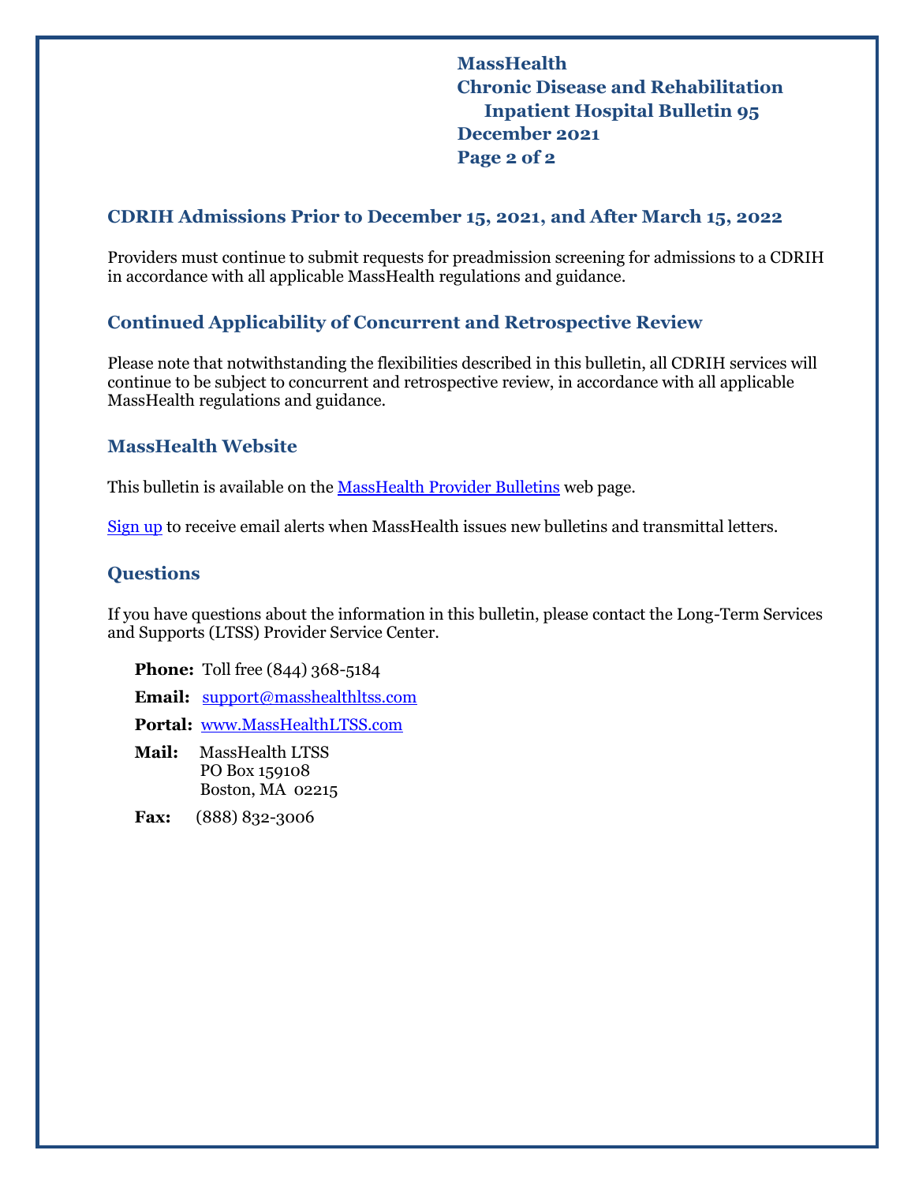## CDRIH Admissions Prior to December 15, 2021, and After March 15, 2022

Providers must continue to submit requests for preadmission screening for admissions to a CDRIH in accordance with all applicable MassHealth regulations and guidance.

## Continued Applicability of Concurrent and Retrospective Review

Please note that notwithstanding the flexibilities described in this bulletin, all CDRIH services will continue to be subject to concurrent and retrospective review, in accordance with all applicable MassHealth regulations and guidance.

## MassHealth Website

This bulletin is available on the MassHealth Provider Bulletins web page.

Sign up to receive email alerts when MassHealth issues new bulletins and transmittal letters.

## Questions

If you have questions about the information in this bulletin, please contact the Long-Term Services and Supports (LTSS) Provider Service Center.

**Phone:** Toll free (844) 368-5184

**Email:** support@masshealthltss.com

**Portal:** www.MassHealthLTSS.com

**Mail:** MassHealth LTSS
PO Box 159108
Boston, MA 02215

**Fax:** (888) 832-3006